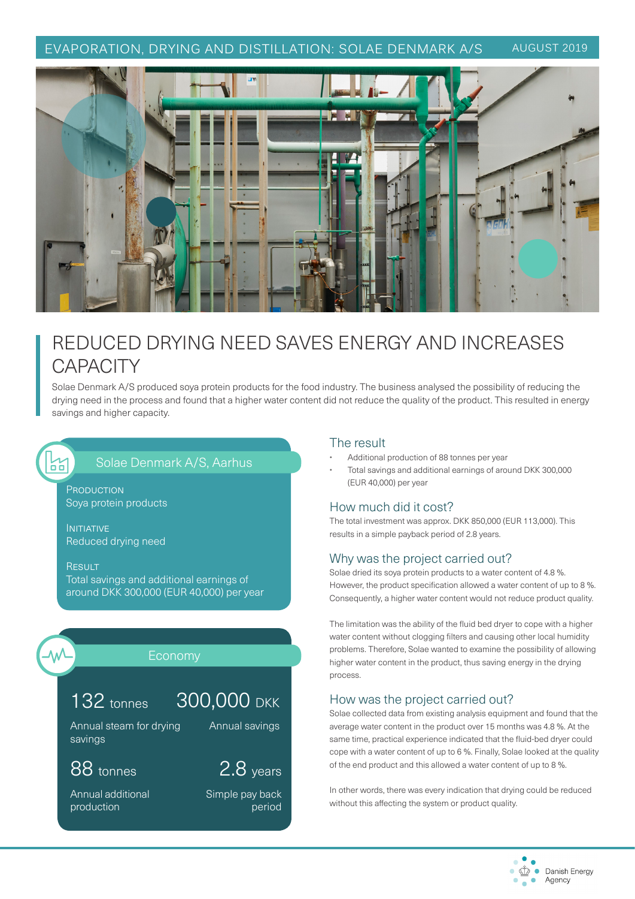EVAPORATION, DRYING AND DISTILLATION: SOLAE DENMARK A/S AUGUST 2019

# REDUCED DRYING NEED SAVES ENERGY AND INCREASES CAPACITY

Solae Denmark A/S produced soya protein products for the food industry. The business analysed the possibility of reducing the drying need in the process and found that a higher water content did not reduce the quality of the product. This resulted in energy savings and higher capacity.

## Solae Denmark A/S, Aarhus

PRODUCTION
Soya protein products

INITIATIVE
Reduced drying need

RESULT
Total savings and additional earnings of around DKK 300,000 (EUR 40,000) per year

## Economy

**132** tonnes
Annual steam for drying savings

**300,000** DKK
Annual savings

**88** tonnes
Annual additional production

**2.8** years
Simple pay back period

## The result

- Additional production of 88 tonnes per year
- Total savings and additional earnings of around DKK 300,000 (EUR 40,000) per year

## How much did it cost?

The total investment was approx. DKK 850,000 (EUR 113,000). This results in a simple payback period of 2.8 years.

## Why was the project carried out?

Solae dried its soya protein products to a water content of 4.8 %. However, the product specification allowed a water content of up to 8 %. Consequently, a higher water content would not reduce product quality.

The limitation was the ability of the fluid bed dryer to cope with a higher water content without clogging filters and causing other local humidity problems. Therefore, Solae wanted to examine the possibility of allowing higher water content in the product, thus saving energy in the drying process.

## How was the project carried out?

Solae collected data from existing analysis equipment and found that the average water content in the product over 15 months was 4.8 %. At the same time, practical experience indicated that the fluid-bed dryer could cope with a water content of up to 6 %. Finally, Solae looked at the quality of the end product and this allowed a water content of up to 8 %.

In other words, there was every indication that drying could be reduced without this affecting the system or product quality.

Danish Energy Agency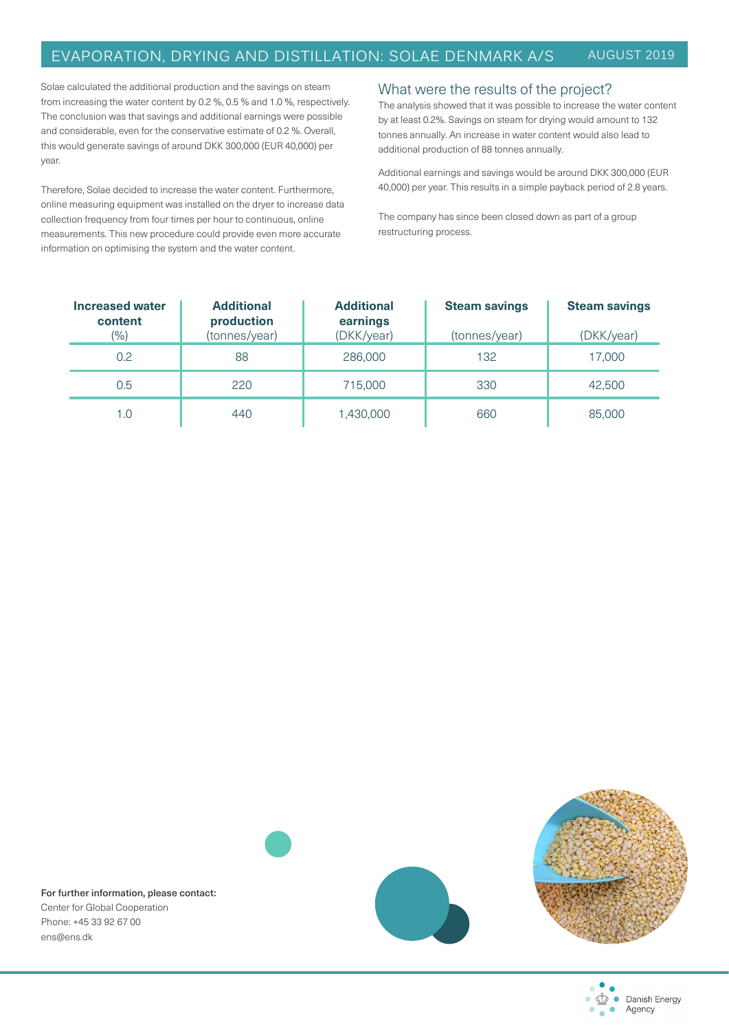Solae calculated the additional production and the savings on steam from increasing the water content by 0.2 %, 0.5 % and 1.0 %, respectively. The conclusion was that savings and additional earnings were possible and considerable, even for the conservative estimate of 0.2 %. Overall, this would generate savings of around DKK 300,000 (EUR 40,000) per year.

Therefore, Solae decided to increase the water content. Furthermore, online measuring equipment was installed on the dryer to increase data collection frequency from four times per hour to continuous, online measurements. This new procedure could provide even more accurate information on optimising the system and the water content.

## What were the results of the project?

The analysis showed that it was possible to increase the water content by at least 0.2%. Savings on steam for drying would amount to 132 tonnes annually. An increase in water content would also lead to additional production of 88 tonnes annually.

Additional earnings and savings would be around DKK 300,000 (EUR 40,000) per year. This results in a simple payback period of 2.8 years.

The company has since been closed down as part of a group restructuring process.

| **Increased water content** (%) | **Additional production** (tonnes/year) | **Additional earnings** (DKK/year) | **Steam savings** (tonnes/year) | **Steam savings** (DKK/year) |
|---|---|---|---|---|
| 0.2 | 88 | 286,000 | 132 | 17,000 |
| 0.5 | 220 | 715,000 | 330 | 42,500 |
| 1.0 | 440 | 1,430,000 | 660 | 85,000 |

**For further information, please contact:**
Center for Global Cooperation
Phone: +45 33 92 67 00
ens@ens.dk

Danish Energy Agency